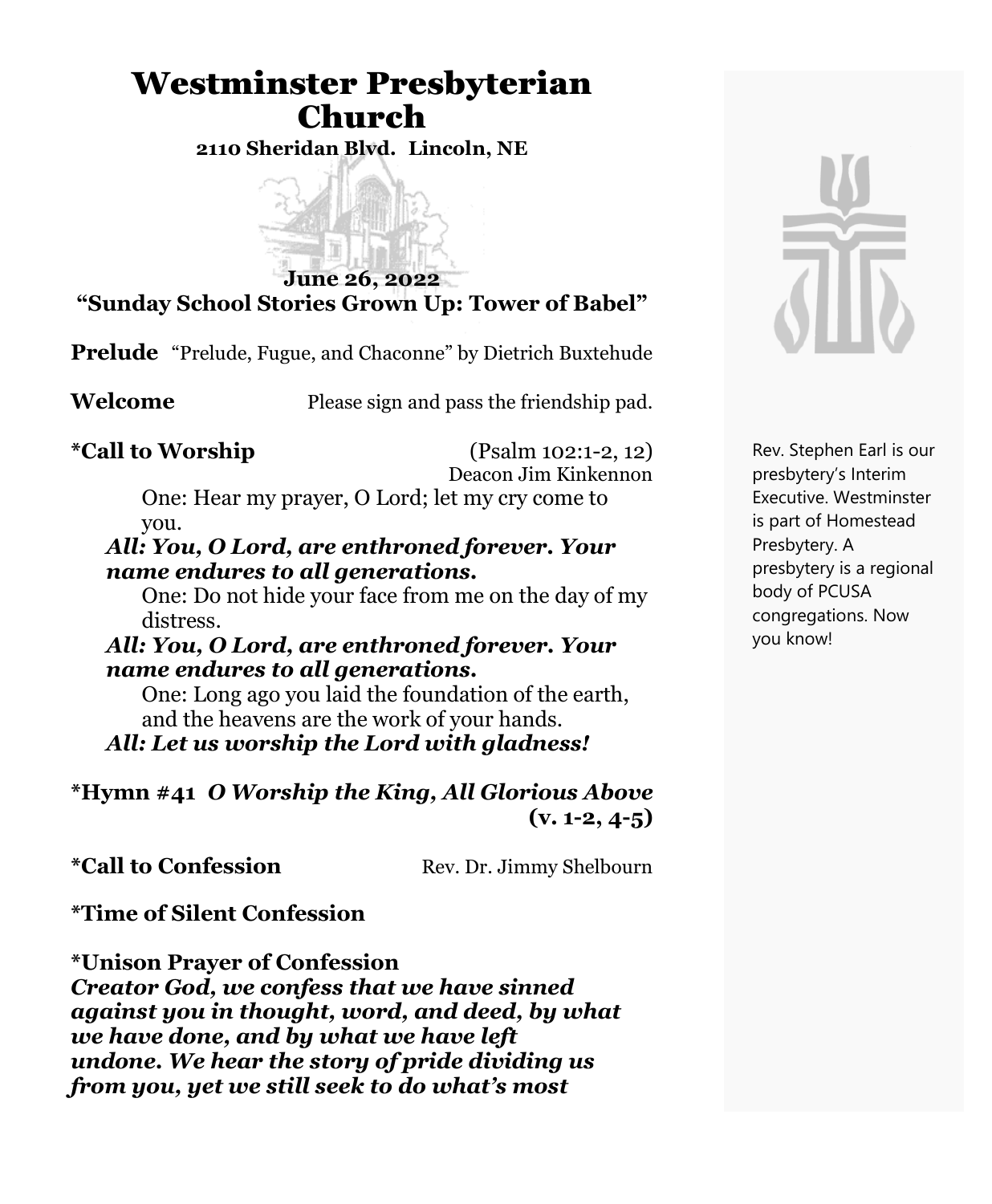# Westminster Presbyterian Church

**2110 Sheridan Blvd. Lincoln, NE**

**June 26, 2022**

**"Sunday School Stories Grown Up: Tower of Babel"**

**Prelude** "Prelude, Fugue, and Chaconne" by Dietrich Buxtehude

**Welcome** Please sign and pass the friendship pad.

**\*Call to Worship** (Psalm 102:1-2, 12)
Deacon Jim Kinkennon

One: Hear my prayer, O Lord; let my cry come to you.

***All: You, O Lord, are enthroned forever. Your name endures to all generations.***

One: Do not hide your face from me on the day of my distress.

***All: You, O Lord, are enthroned forever. Your name endures to all generations.***

One: Long ago you laid the foundation of the earth, and the heavens are the work of your hands.

***All: Let us worship the Lord with gladness!***

**\*Hymn #41 *O Worship the King, All Glorious Above* (v. 1-2, 4-5)**

**\*Call to Confession** Rev. Dr. Jimmy Shelbourn

**\*Time of Silent Confession**

**\*Unison Prayer of Confession**

***Creator God, we confess that we have sinned against you in thought, word, and deed, by what we have done, and by what we have left undone. We hear the story of pride dividing us from you, yet we still seek to do what's most***

Rev. Stephen Earl is our presbytery's Interim Executive. Westminster is part of Homestead Presbytery. A presbytery is a regional body of PCUSA congregations. Now you know!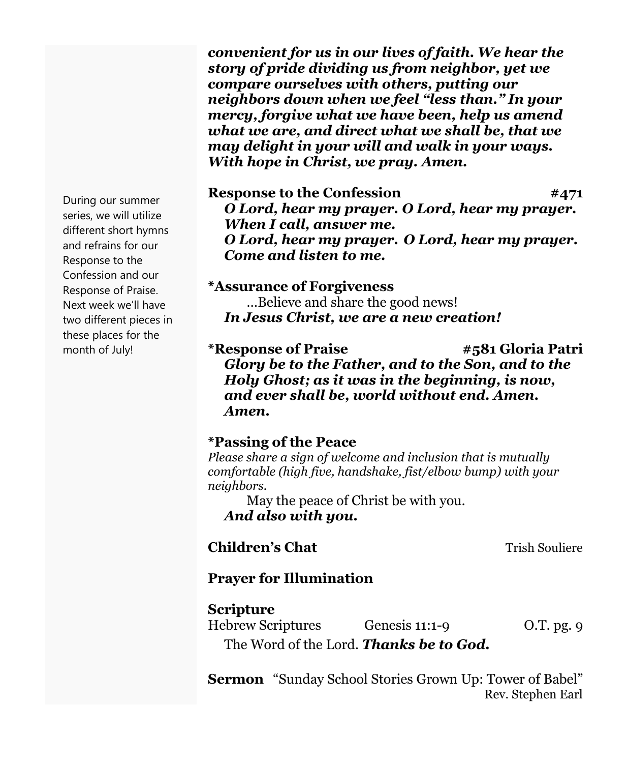***convenient for us in our lives of faith. We hear the story of pride dividing us from neighbor, yet we compare ourselves with others, putting our neighbors down when we feel "less than." In your mercy, forgive what we have been, help us amend what we are, and direct what we shall be, that we may delight in your will and walk in your ways. With hope in Christ, we pray. Amen.***

During our summer series, we will utilize different short hymns and refrains for our Response to the Confession and our Response of Praise. Next week we'll have two different pieces in these places for the month of July!

**Response to the Confession** **#471**

***O Lord, hear my prayer. O Lord, hear my prayer. When I call, answer me.***
***O Lord, hear my prayer. O Lord, hear my prayer. Come and listen to me.***

**\*Assurance of Forgiveness**

...Believe and share the good news!
***In Jesus Christ, we are a new creation!***

**\*Response of Praise** **#581 Gloria Patri**

***Glory be to the Father, and to the Son, and to the Holy Ghost; as it was in the beginning, is now, and ever shall be, world without end. Amen. Amen.***

**\*Passing of the Peace**

*Please share a sign of welcome and inclusion that is mutually comfortable (high five, handshake, fist/elbow bump) with your neighbors.*

May the peace of Christ be with you.
***And also with you.***

**Children's Chat** Trish Souliere

**Prayer for Illumination**

**Scripture**

Hebrew Scriptures Genesis 11:1-9 O.T. pg. 9

The Word of the Lord. ***Thanks be to God.***

**Sermon** "Sunday School Stories Grown Up: Tower of Babel"
Rev. Stephen Earl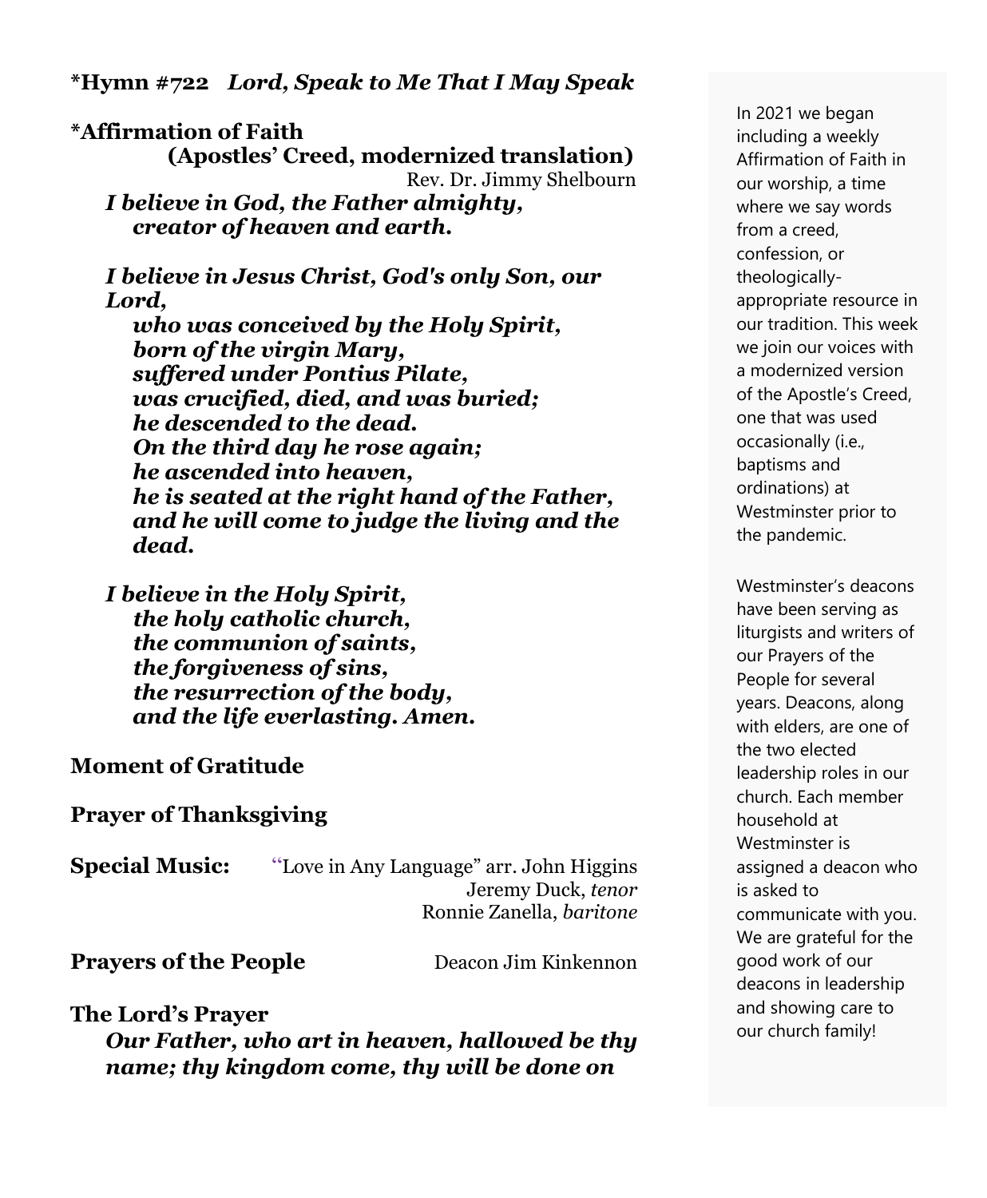**\*Hymn #722** ***Lord, Speak to Me That I May Speak***

**\*Affirmation of Faith**
**(Apostles' Creed, modernized translation)**
Rev. Dr. Jimmy Shelbourn

***I believe in God, the Father almighty,***
***creator of heaven and earth.***

***I believe in Jesus Christ, God's only Son, our Lord,***
***who was conceived by the Holy Spirit,***
***born of the virgin Mary,***
***suffered under Pontius Pilate,***
***was crucified, died, and was buried;***
***he descended to the dead.***
***On the third day he rose again;***
***he ascended into heaven,***
***he is seated at the right hand of the Father,***
***and he will come to judge the living and the dead.***

***I believe in the Holy Spirit,***
***the holy catholic church,***
***the communion of saints,***
***the forgiveness of sins,***
***the resurrection of the body,***
***and the life everlasting. Amen.***

**Moment of Gratitude**

**Prayer of Thanksgiving**

**Special Music:** "Love in Any Language" arr. John Higgins
Jeremy Duck, *tenor*
Ronnie Zanella, *baritone*

**Prayers of the People** Deacon Jim Kinkennon

**The Lord's Prayer**
***Our Father, who art in heaven, hallowed be thy name; thy kingdom come, thy will be done on***

In 2021 we began including a weekly Affirmation of Faith in our worship, a time where we say words from a creed, confession, or theologically-appropriate resource in our tradition. This week we join our voices with a modernized version of the Apostle's Creed, one that was used occasionally (i.e., baptisms and ordinations) at Westminster prior to the pandemic.

Westminster's deacons have been serving as liturgists and writers of our Prayers of the People for several years. Deacons, along with elders, are one of the two elected leadership roles in our church. Each member household at Westminster is assigned a deacon who is asked to communicate with you. We are grateful for the good work of our deacons in leadership and showing care to our church family!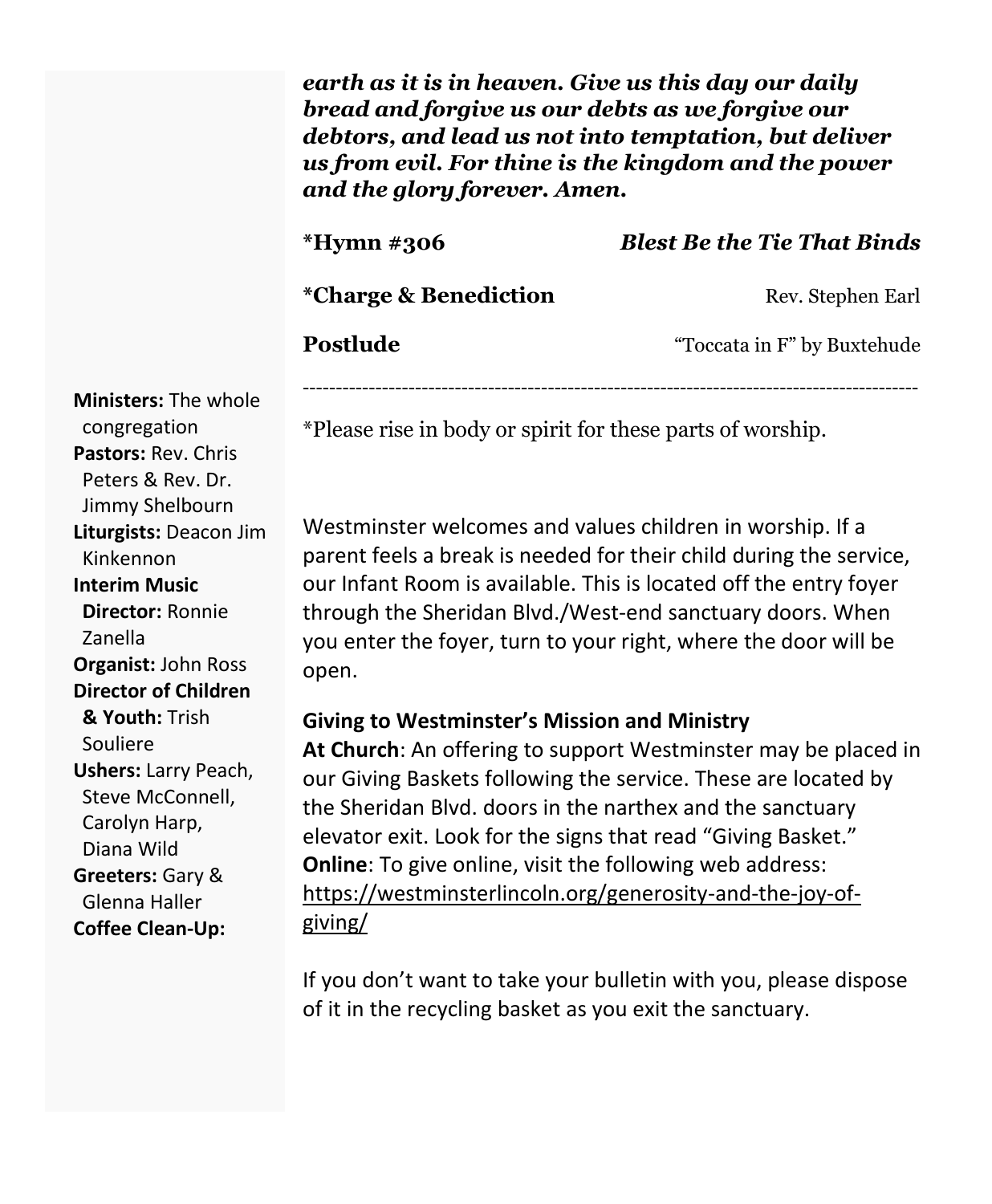***earth as it is in heaven. Give us this day our daily bread and forgive us our debts as we forgive our debtors, and lead us not into temptation, but deliver us from evil. For thine is the kingdom and the power and the glory forever. Amen.***

**\*Hymn #306** ***Blest Be the Tie That Binds***

**\*Charge & Benediction** Rev. Stephen Earl

**Postlude** "Toccata in F" by Buxtehude

---

\*Please rise in body or spirit for these parts of worship.

Westminster welcomes and values children in worship. If a parent feels a break is needed for their child during the service, our Infant Room is available. This is located off the entry foyer through the Sheridan Blvd./West-end sanctuary doors. When you enter the foyer, turn to your right, where the door will be open.

**Giving to Westminster's Mission and Ministry**
**At Church**: An offering to support Westminster may be placed in our Giving Baskets following the service. These are located by the Sheridan Blvd. doors in the narthex and the sanctuary elevator exit. Look for the signs that read "Giving Basket."
**Online**: To give online, visit the following web address: https://westminsterlincoln.org/generosity-and-the-joy-of-giving/

If you don't want to take your bulletin with you, please dispose of it in the recycling basket as you exit the sanctuary.

**Ministers:** The whole congregation
**Pastors:** Rev. Chris Peters & Rev. Dr. Jimmy Shelbourn
**Liturgists:** Deacon Jim Kinkennon
**Interim Music Director:** Ronnie Zanella
**Organist:** John Ross
**Director of Children & Youth:** Trish Souliere
**Ushers:** Larry Peach, Steve McConnell, Carolyn Harp, Diana Wild
**Greeters:** Gary & Glenna Haller
**Coffee Clean-Up:**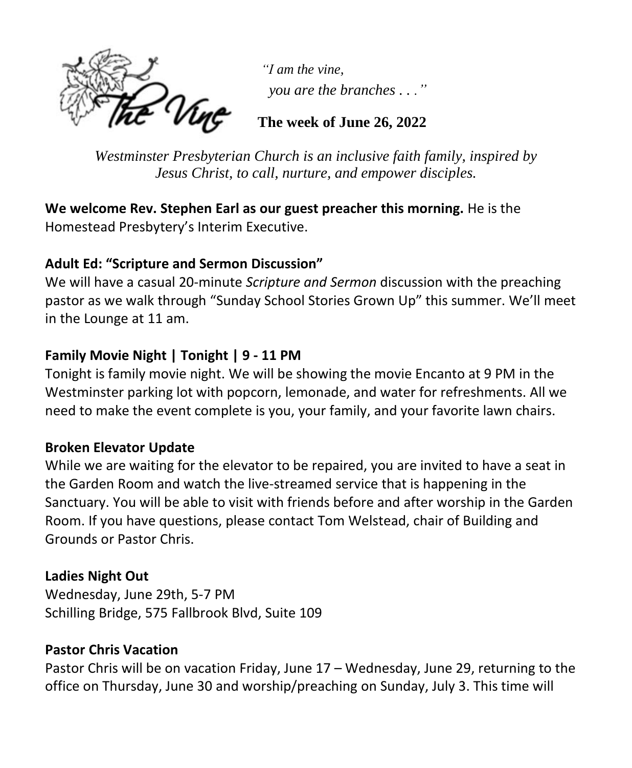*"I am the vine,*
*you are the branches . . ."*

**The week of June 26, 2022**

*Westminster Presbyterian Church is an inclusive faith family, inspired by Jesus Christ, to call, nurture, and empower disciples.*

**We welcome Rev. Stephen Earl as our guest preacher this morning.** He is the Homestead Presbytery's Interim Executive.

**Adult Ed: "Scripture and Sermon Discussion"**

We will have a casual 20-minute *Scripture and Sermon* discussion with the preaching pastor as we walk through "Sunday School Stories Grown Up" this summer. We'll meet in the Lounge at 11 am.

**Family Movie Night | Tonight | 9 - 11 PM**

Tonight is family movie night. We will be showing the movie Encanto at 9 PM in the Westminster parking lot with popcorn, lemonade, and water for refreshments. All we need to make the event complete is you, your family, and your favorite lawn chairs.

**Broken Elevator Update**

While we are waiting for the elevator to be repaired, you are invited to have a seat in the Garden Room and watch the live-streamed service that is happening in the Sanctuary. You will be able to visit with friends before and after worship in the Garden Room. If you have questions, please contact Tom Welstead, chair of Building and Grounds or Pastor Chris.

**Ladies Night Out**

Wednesday, June 29th, 5-7 PM
Schilling Bridge, 575 Fallbrook Blvd, Suite 109

**Pastor Chris Vacation**

Pastor Chris will be on vacation Friday, June 17 – Wednesday, June 29, returning to the office on Thursday, June 30 and worship/preaching on Sunday, July 3. This time will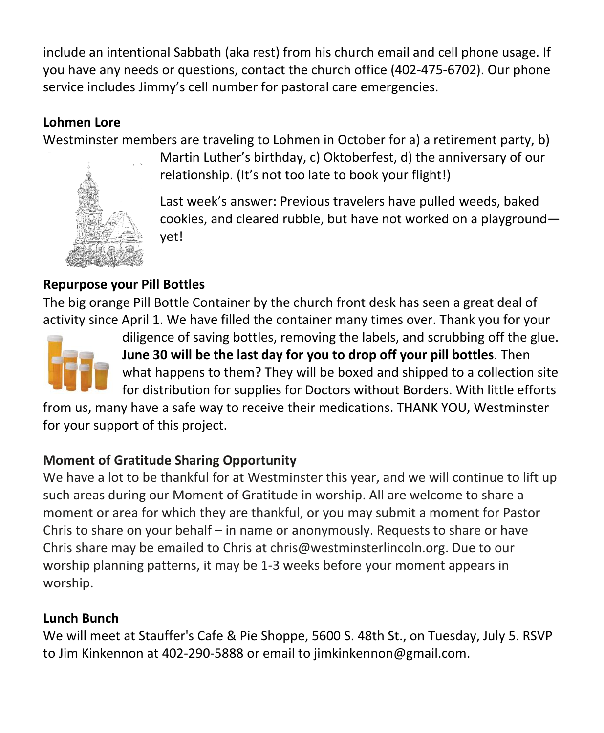include an intentional Sabbath (aka rest) from his church email and cell phone usage. If you have any needs or questions, contact the church office (402-475-6702). Our phone service includes Jimmy's cell number for pastoral care emergencies.

**Lohmen Lore**

Westminster members are traveling to Lohmen in October for a) a retirement party, b) Martin Luther's birthday, c) Oktoberfest, d) the anniversary of our relationship. (It's not too late to book your flight!)

Last week's answer: Previous travelers have pulled weeds, baked cookies, and cleared rubble, but have not worked on a playground—yet!

**Repurpose your Pill Bottles**

The big orange Pill Bottle Container by the church front desk has seen a great deal of activity since April 1. We have filled the container many times over. Thank you for your diligence of saving bottles, removing the labels, and scrubbing off the glue. **June 30 will be the last day for you to drop off your pill bottles**. Then what happens to them? They will be boxed and shipped to a collection site for distribution for supplies for Doctors without Borders. With little efforts from us, many have a safe way to receive their medications. THANK YOU, Westminster for your support of this project.

**Moment of Gratitude Sharing Opportunity**

We have a lot to be thankful for at Westminster this year, and we will continue to lift up such areas during our Moment of Gratitude in worship. All are welcome to share a moment or area for which they are thankful, or you may submit a moment for Pastor Chris to share on your behalf – in name or anonymously. Requests to share or have Chris share may be emailed to Chris at chris@westminsterlincoln.org. Due to our worship planning patterns, it may be 1-3 weeks before your moment appears in worship.

**Lunch Bunch**

We will meet at Stauffer's Cafe & Pie Shoppe, 5600 S. 48th St., on Tuesday, July 5. RSVP to Jim Kinkennon at 402-290-5888 or email to jimkinkennon@gmail.com.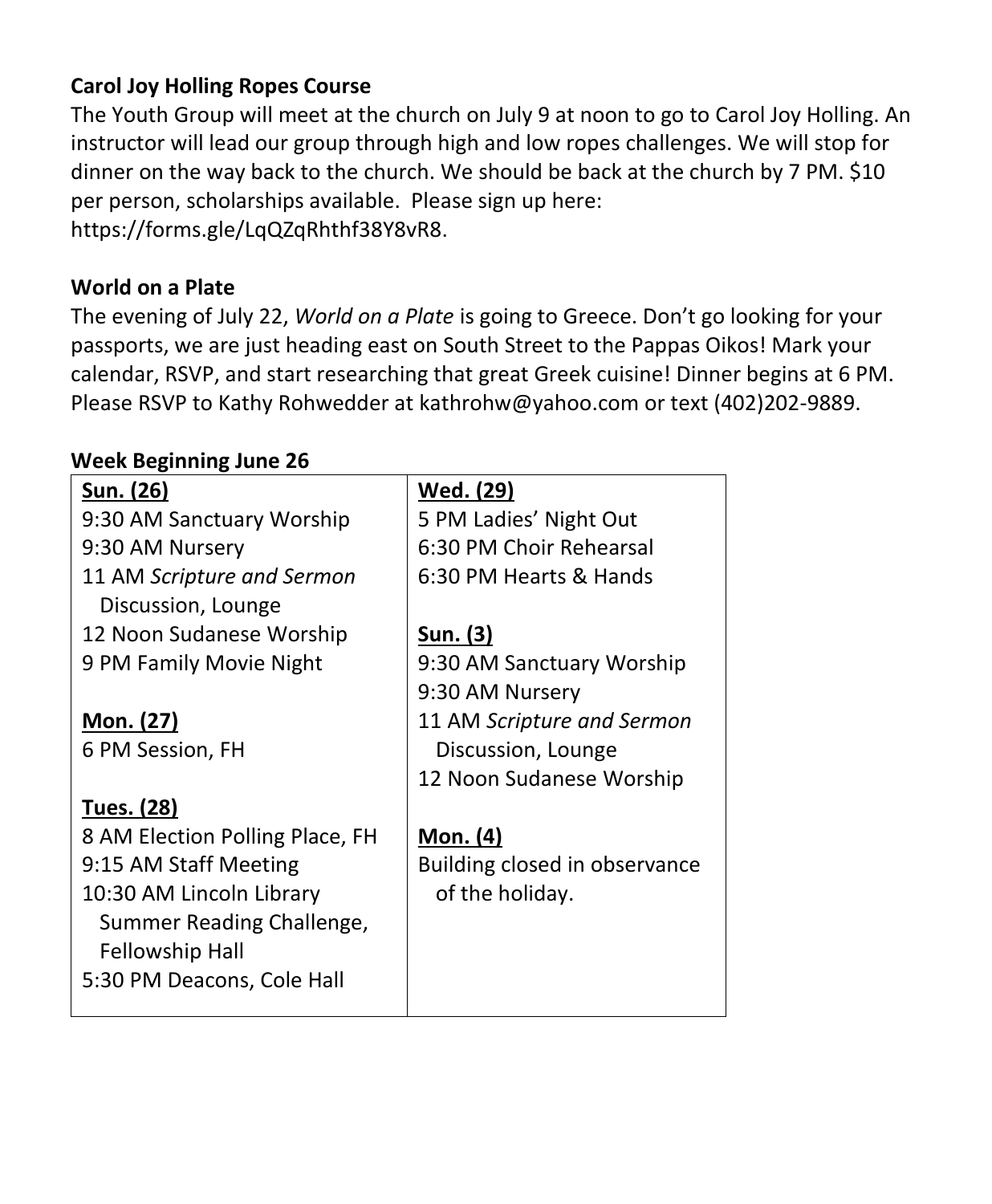**Carol Joy Holling Ropes Course**

The Youth Group will meet at the church on July 9 at noon to go to Carol Joy Holling. An instructor will lead our group through high and low ropes challenges. We will stop for dinner on the way back to the church. We should be back at the church by 7 PM. $10 per person, scholarships available. Please sign up here: https://forms.gle/LqQZqRhthf38Y8vR8.

**World on a Plate**

The evening of July 22, *World on a Plate* is going to Greece. Don't go looking for your passports, we are just heading east on South Street to the Pappas Oikos! Mark your calendar, RSVP, and start researching that great Greek cuisine! Dinner begins at 6 PM. Please RSVP to Kathy Rohwedder at kathrohw@yahoo.com or text (402)202-9889.

**Week Beginning June 26**

| | |
|---|---|
| **Sun. (26)**<br>9:30 AM Sanctuary Worship<br>9:30 AM Nursery<br>11 AM *Scripture and Sermon* Discussion, Lounge<br>12 Noon Sudanese Worship<br>9 PM Family Movie Night<br><br>**Mon. (27)**<br>6 PM Session, FH<br><br>**Tues. (28)**<br>8 AM Election Polling Place, FH<br>9:15 AM Staff Meeting<br>10:30 AM Lincoln Library Summer Reading Challenge, Fellowship Hall<br>5:30 PM Deacons, Cole Hall | **Wed. (29)**<br>5 PM Ladies' Night Out<br>6:30 PM Choir Rehearsal<br>6:30 PM Hearts & Hands<br><br>**Sun. (3)**<br>9:30 AM Sanctuary Worship<br>9:30 AM Nursery<br>11 AM *Scripture and Sermon* Discussion, Lounge<br>12 Noon Sudanese Worship<br><br>**Mon. (4)**<br>Building closed in observance of the holiday. |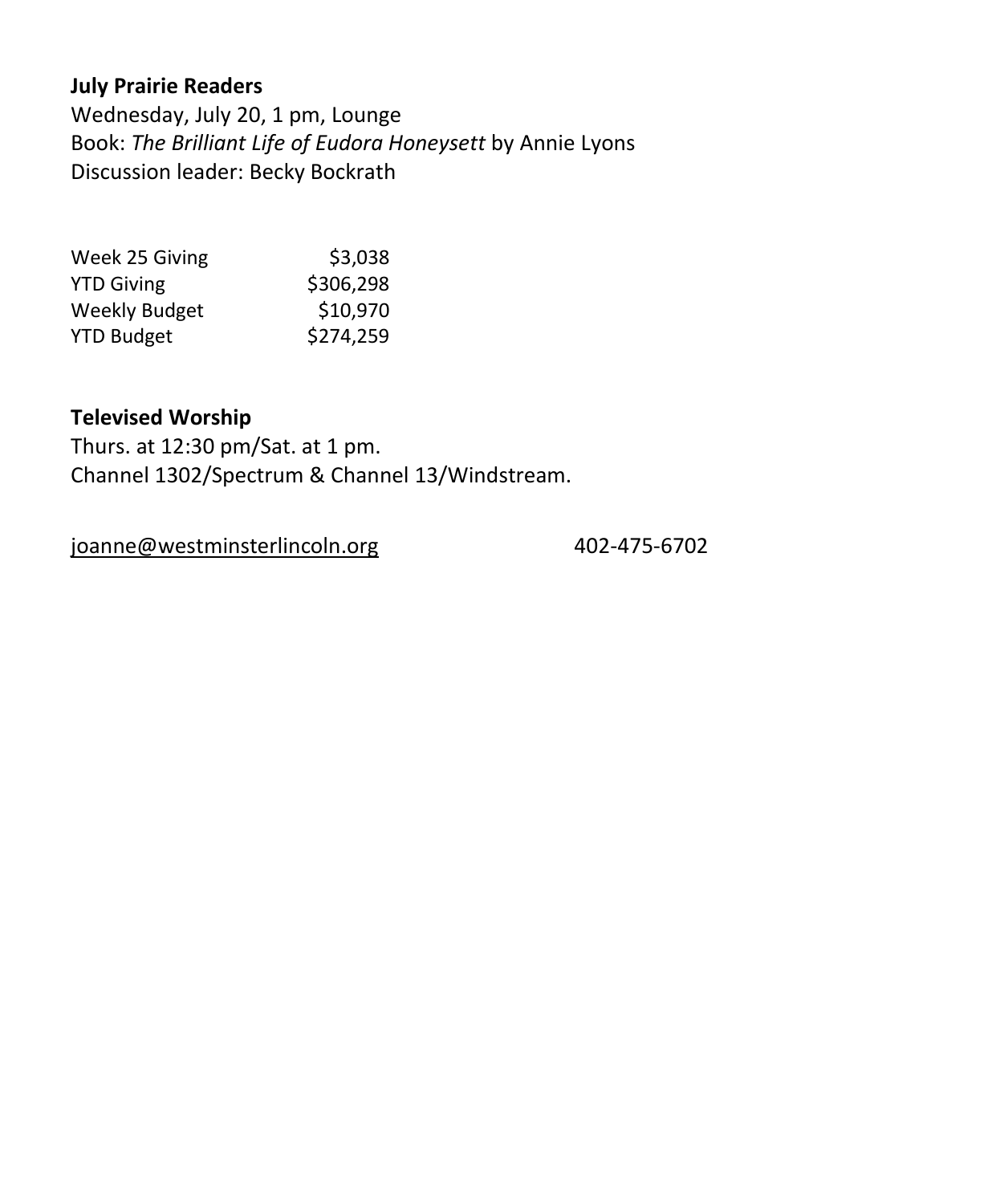**July Prairie Readers**
Wednesday, July 20, 1 pm, Lounge
Book: *The Brilliant Life of Eudora Honeysett* by Annie Lyons
Discussion leader: Becky Bockrath

| | |
|---|---|
| Week 25 Giving | $3,038 |
| YTD Giving | $306,298 |
| Weekly Budget | $10,970 |
| YTD Budget | $274,259 |

**Televised Worship**
Thurs. at 12:30 pm/Sat. at 1 pm.
Channel 1302/Spectrum & Channel 13/Windstream.

joanne@westminsterlincoln.org 402-475-6702